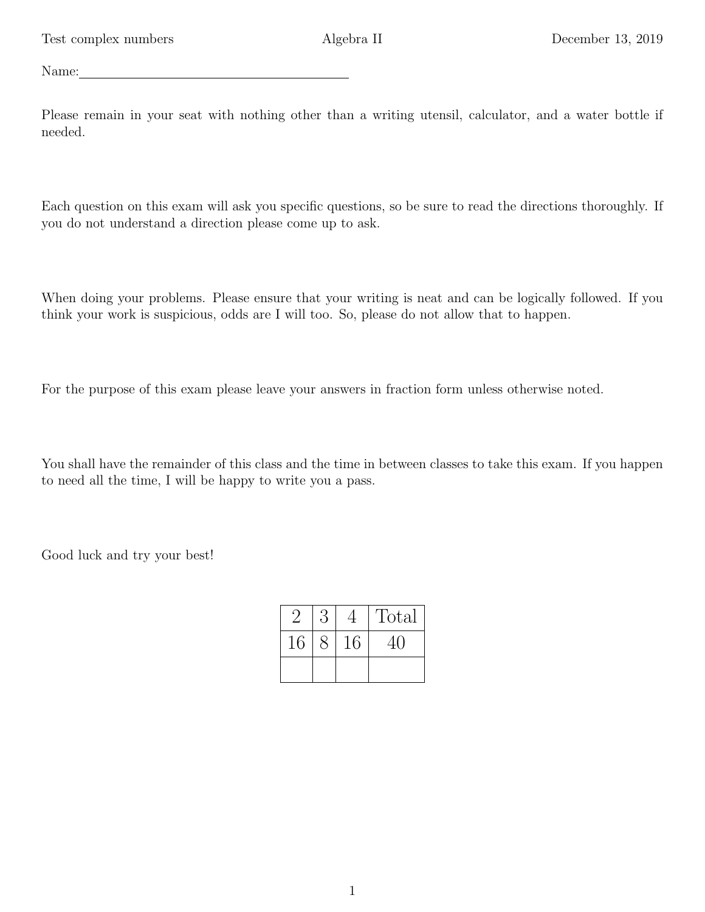Test complex numbers | Algebra II | December 13, 2019

Name: ________________________________________

Please remain in your seat with nothing other than a writing utensil, calculator, and a water bottle if needed.

Each question on this exam will ask you specific questions, so be sure to read the directions thoroughly. If you do not understand a direction please come up to ask.

When doing your problems. Please ensure that your writing is neat and can be logically followed. If you think your work is suspicious, odds are I will too. So, please do not allow that to happen.

For the purpose of this exam please leave your answers in fraction form unless otherwise noted.

You shall have the remainder of this class and the time in between classes to take this exam. If you happen to need all the time, I will be happy to write you a pass.

Good luck and try your best!

| 2 | 3 | 4 | Total |
|---|---|---|---|
| 16 | 8 | 16 | 40 |
| | | | |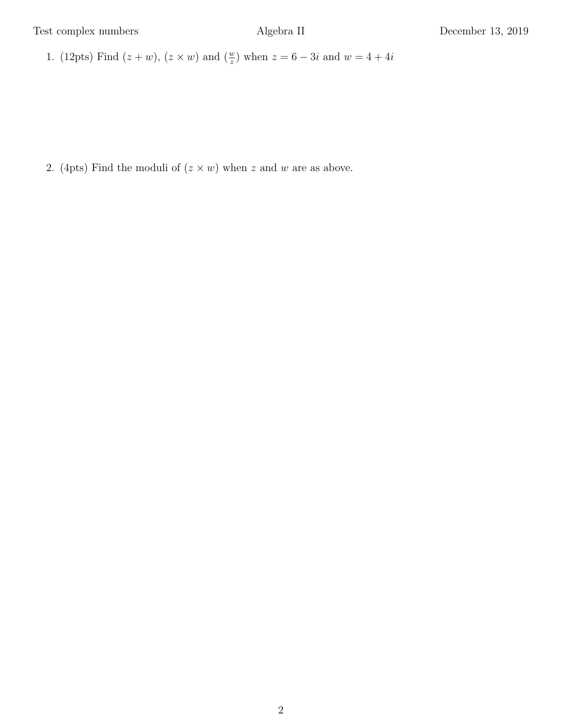1. (12pts) Find $(z + w)$, $(z \times w)$ and $(\frac{w}{z})$ when $z = 6 - 3i$ and $w = 4 + 4i$

2. (4pts) Find the moduli of $(z \times w)$ when $z$ and $w$ are as above.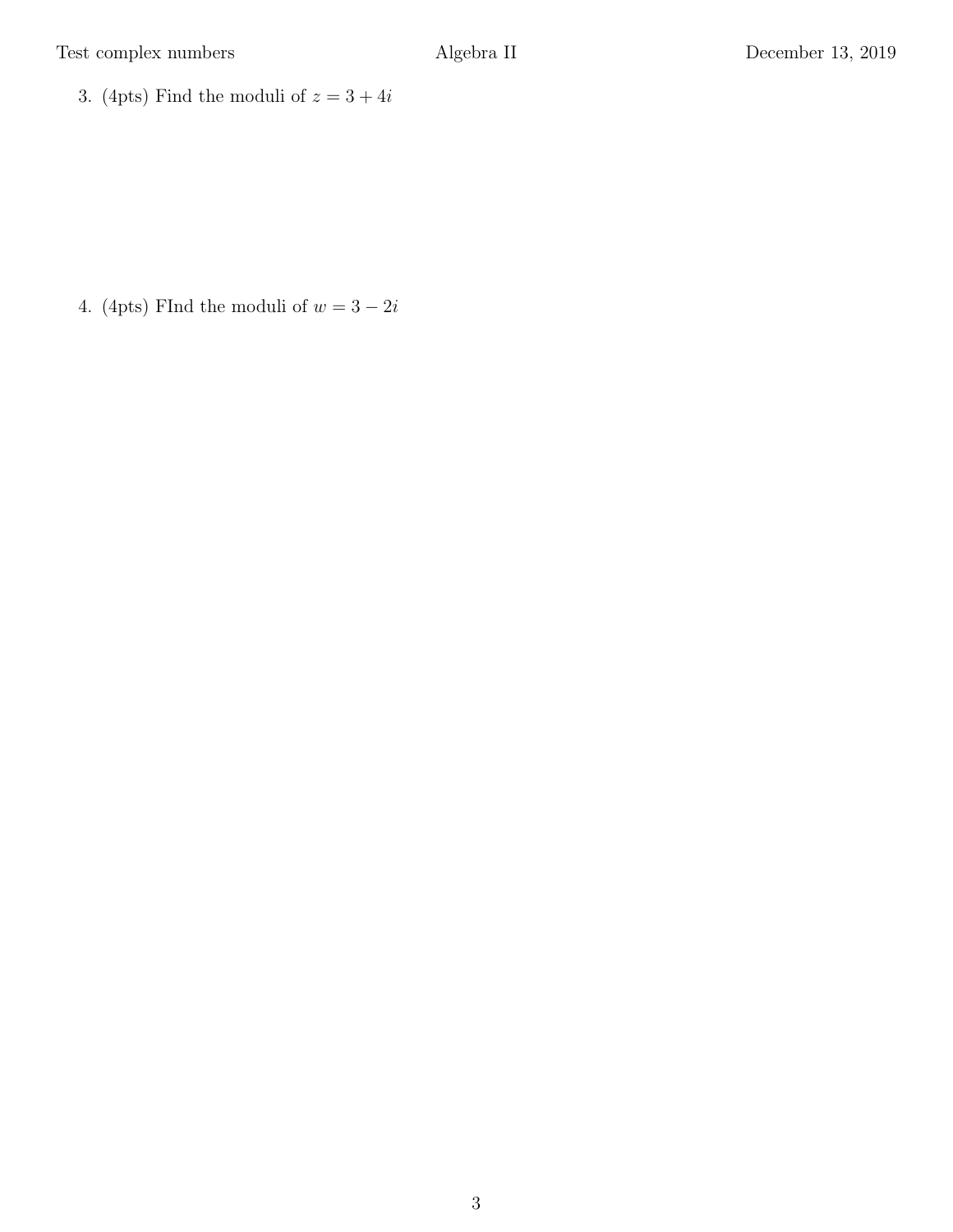3. (4pts) Find the moduli of $z = 3 + 4i$

4. (4pts) FInd the moduli of $w = 3 - 2i$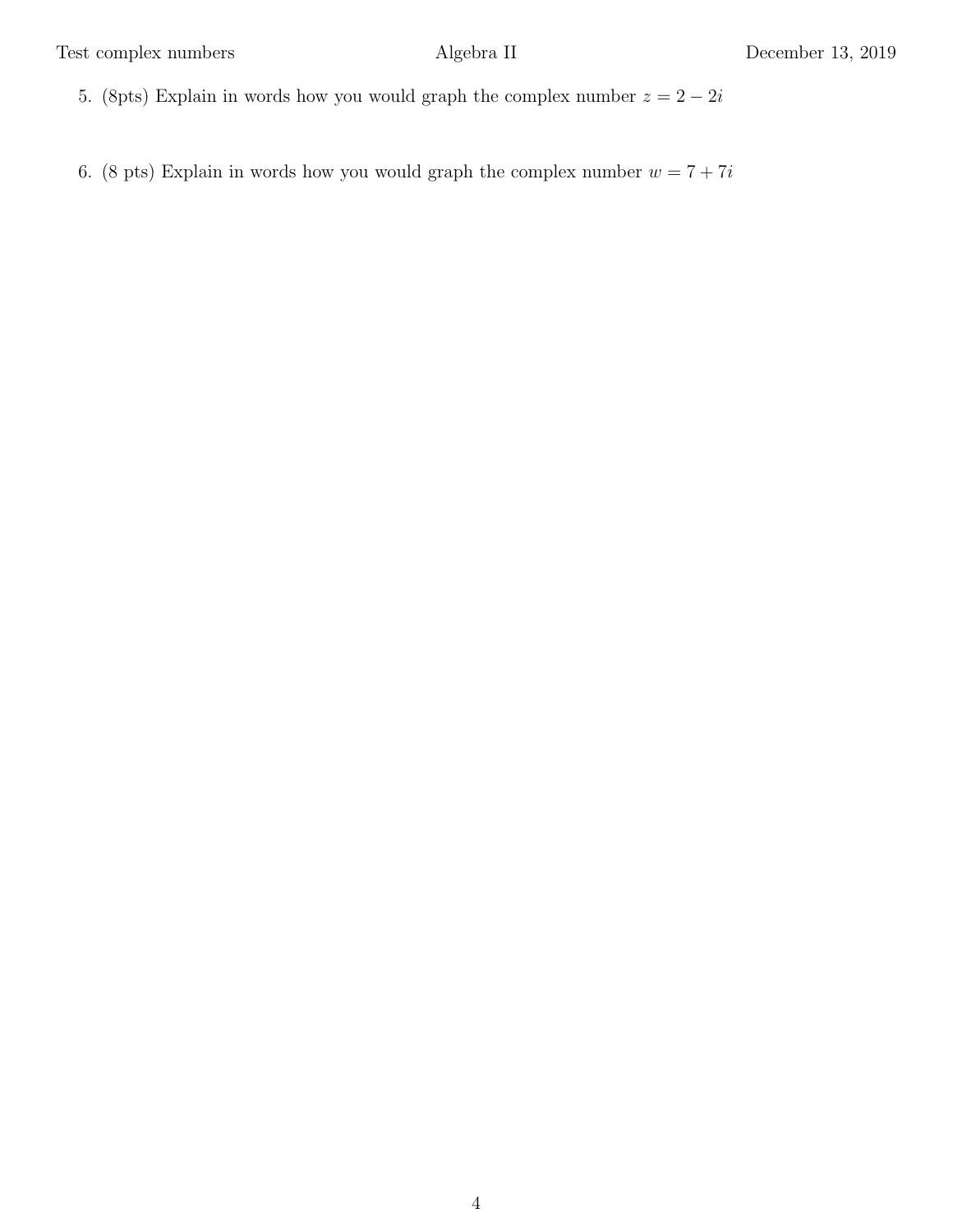5. (8pts) Explain in words how you would graph the complex number $z = 2 - 2i$

6. (8 pts) Explain in words how you would graph the complex number $w = 7 + 7i$